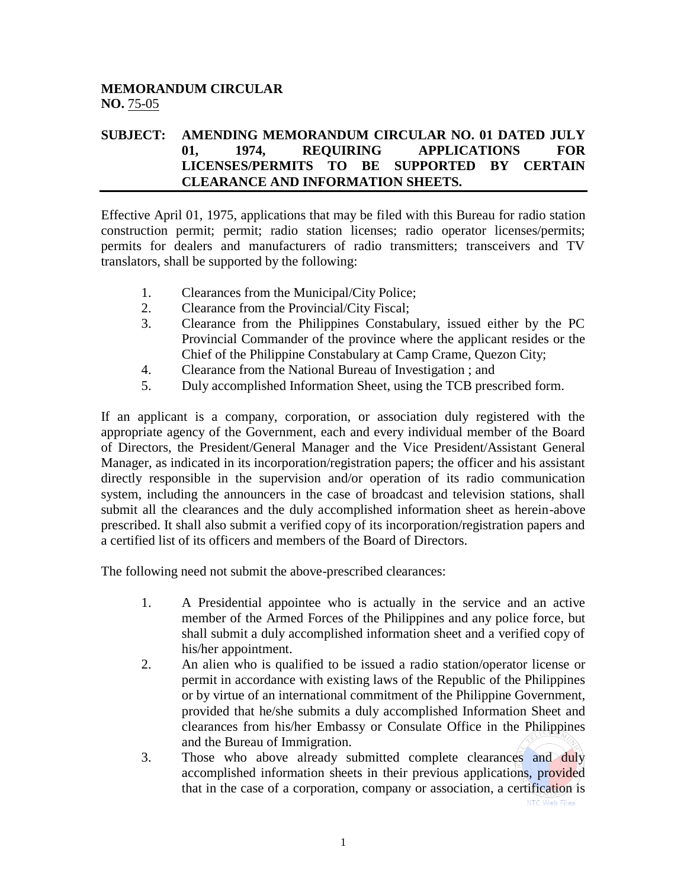**MEMORANDUM CIRCULAR**
**NO.** 75-05

**SUBJECT: AMENDING MEMORANDUM CIRCULAR NO. 01 DATED JULY 01, 1974, REQUIRING APPLICATIONS FOR LICENSES/PERMITS TO BE SUPPORTED BY CERTAIN CLEARANCE AND INFORMATION SHEETS.**

---

Effective April 01, 1975, applications that may be filed with this Bureau for radio station construction permit; permit; radio station licenses; radio operator licenses/permits; permits for dealers and manufacturers of radio transmitters; transceivers and TV translators, shall be supported by the following:

1. Clearances from the Municipal/City Police;
2. Clearance from the Provincial/City Fiscal;
3. Clearance from the Philippines Constabulary, issued either by the PC Provincial Commander of the province where the applicant resides or the Chief of the Philippine Constabulary at Camp Crame, Quezon City;
4. Clearance from the National Bureau of Investigation ; and
5. Duly accomplished Information Sheet, using the TCB prescribed form.

If an applicant is a company, corporation, or association duly registered with the appropriate agency of the Government, each and every individual member of the Board of Directors, the President/General Manager and the Vice President/Assistant General Manager, as indicated in its incorporation/registration papers; the officer and his assistant directly responsible in the supervision and/or operation of its radio communication system, including the announcers in the case of broadcast and television stations, shall submit all the clearances and the duly accomplished information sheet as herein-above prescribed. It shall also submit a verified copy of its incorporation/registration papers and a certified list of its officers and members of the Board of Directors.

The following need not submit the above-prescribed clearances:

1. A Presidential appointee who is actually in the service and an active member of the Armed Forces of the Philippines and any police force, but shall submit a duly accomplished information sheet and a verified copy of his/her appointment.
2. An alien who is qualified to be issued a radio station/operator license or permit in accordance with existing laws of the Republic of the Philippines or by virtue of an international commitment of the Philippine Government, provided that he/she submits a duly accomplished Information Sheet and clearances from his/her Embassy or Consulate Office in the Philippines and the Bureau of Immigration.
3. Those who above already submitted complete clearances and duly accomplished information sheets in their previous applications, provided that in the case of a corporation, company or association, a certification is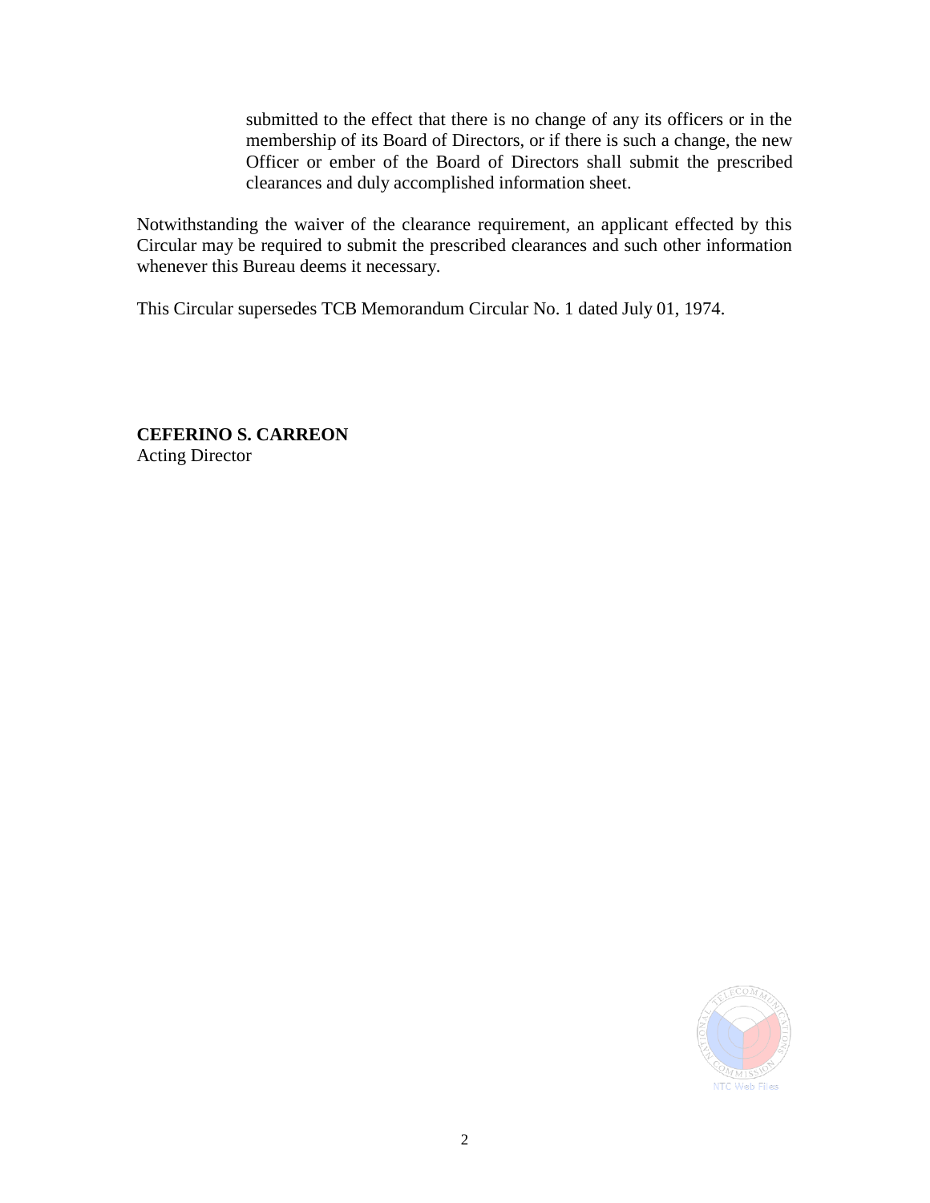submitted to the effect that there is no change of any its officers or in the membership of its Board of Directors, or if there is such a change, the new Officer or ember of the Board of Directors shall submit the prescribed clearances and duly accomplished information sheet.

Notwithstanding the waiver of the clearance requirement, an applicant effected by this Circular may be required to submit the prescribed clearances and such other information whenever this Bureau deems it necessary.

This Circular supersedes TCB Memorandum Circular No. 1 dated July 01, 1974.

**CEFERINO S. CARREON**
Acting Director